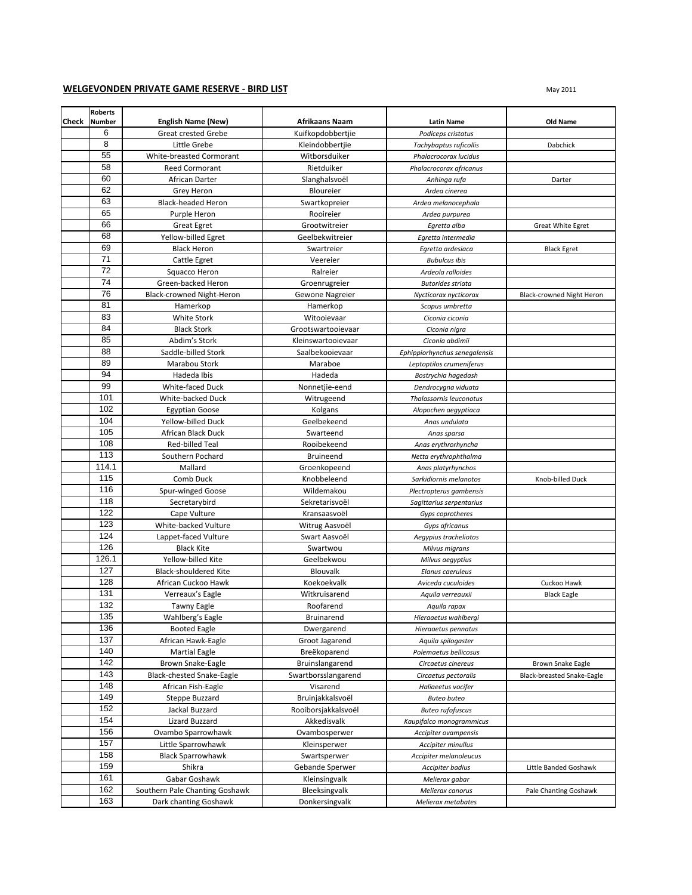## WELGEVONDEN PRIVATE GAME RESERVE - BIRD LIST

May 2011

| Check | Roberts Number | English Name (New) | Afrikaans Naam | Latin Name | Old Name |
|---|---|---|---|---|---|
| | 6 | Great crested Grebe | Kuifkopdobbertjie | *Podiceps cristatus* | |
| | 8 | Little Grebe | Kleindobbertjie | *Tachybaptus ruficollis* | Dabchick |
| | 55 | White-breasted Cormorant | Witborsduiker | *Phalacrocorax lucidus* | |
| | 58 | Reed Cormorant | Rietduiker | *Phalacrocorax africanus* | |
| | 60 | African Darter | Slanghalsvoël | *Anhinga rufa* | Darter |
| | 62 | Grey Heron | Bloureier | *Ardea cinerea* | |
| | 63 | Black-headed Heron | Swartkopreier | *Ardea melanocephala* | |
| | 65 | Purple Heron | Rooireier | *Ardea purpurea* | |
| | 66 | Great Egret | Grootwitreier | *Egretta alba* | Great White Egret |
| | 68 | Yellow-billed Egret | Geelbekwitreier | *Egretta intermedia* | |
| | 69 | Black Heron | Swartreier | *Egretta ardesiaca* | Black Egret |
| | 71 | Cattle Egret | Veereier | *Bubulcus ibis* | |
| | 72 | Squacco Heron | Ralreier | *Ardeola ralloides* | |
| | 74 | Green-backed Heron | Groenrugreier | *Butorides striata* | |
| | 76 | Black-crowned Night-Heron | Gewone Nagreier | *Nycticorax nycticorax* | Black-crowned Night Heron |
| | 81 | Hamerkop | Hamerkop | *Scopus umbretta* | |
| | 83 | White Stork | Witooievaar | *Ciconia ciconia* | |
| | 84 | Black Stork | Grootswartooievaar | *Ciconia nigra* | |
| | 85 | Abdim's Stork | Kleinswartooievaar | *Ciconia abdimii* | |
| | 88 | Saddle-billed Stork | Saalbekooievaar | *Ephippiorhynchus senegalensis* | |
| | 89 | Marabou Stork | Maraboe | *Leptoptilos crumeniferus* | |
| | 94 | Hadeda Ibis | Hadeda | *Bostrychia hagedash* | |
| | 99 | White-faced Duck | Nonnetjie-eend | *Dendrocygna viduata* | |
| | 101 | White-backed Duck | Witrugeend | *Thalassornis leuconotus* | |
| | 102 | Egyptian Goose | Kolgans | *Alopochen aegyptiaca* | |
| | 104 | Yellow-billed Duck | Geelbekeend | *Anas undulata* | |
| | 105 | African Black Duck | Swarteend | *Anas sparsa* | |
| | 108 | Red-billed Teal | Rooibekeend | *Anas erythrorhyncha* | |
| | 113 | Southern Pochard | Bruineend | *Netta erythrophthalma* | |
| | 114.1 | Mallard | Groenkopeend | *Anas platyrhynchos* | |
| | 115 | Comb Duck | Knobbeleend | *Sarkidiornis melanotos* | Knob-billed Duck |
| | 116 | Spur-winged Goose | Wildemakou | *Plectropterus gambensis* | |
| | 118 | Secretarybird | Sekretarisvoël | *Sagittarius serpentarius* | |
| | 122 | Cape Vulture | Kransaasvoël | *Gyps coprotheres* | |
| | 123 | White-backed Vulture | Witrug Aasvoël | *Gyps africanus* | |
| | 124 | Lappet-faced Vulture | Swart Aasvoël | *Aegypius tracheliotos* | |
| | 126 | Black Kite | Swartwou | *Milvus migrans* | |
| | 126.1 | Yellow-billed Kite | Geelbekwou | *Milvus aegyptius* | |
| | 127 | Black-shouldered Kite | Blouvalk | *Elanus caeruleus* | |
| | 128 | African Cuckoo Hawk | Koekoekvalk | *Aviceda cuculoides* | Cuckoo Hawk |
| | 131 | Verreaux's Eagle | Witkruisarend | *Aquila verreauxii* | Black Eagle |
| | 132 | Tawny Eagle | Roofarend | *Aquila rapax* | |
| | 135 | Wahlberg's Eagle | Bruinarend | *Hieraaetus wahlbergi* | |
| | 136 | Booted Eagle | Dwergarend | *Hieraaetus pennatus* | |
| | 137 | African Hawk-Eagle | Groot Jagarend | *Aquila spilogaster* | |
| | 140 | Martial Eagle | Breëkoparend | *Polemaetus bellicosus* | |
| | 142 | Brown Snake-Eagle | Bruinslangarend | *Circaetus cinereus* | Brown Snake Eagle |
| | 143 | Black-chested Snake-Eagle | Swartborsslangarend | *Circaetus pectoralis* | Black-breasted Snake-Eagle |
| | 148 | African Fish-Eagle | Visarend | *Haliaeetus vocifer* | |
| | 149 | Steppe Buzzard | Bruinjakkalsvoël | *Buteo buteo* | |
| | 152 | Jackal Buzzard | Rooiborsjakkalsvoël | *Buteo rufofuscus* | |
| | 154 | Lizard Buzzard | Akkedisvalk | *Kaupifalco monogrammicus* | |
| | 156 | Ovambo Sparrowhawk | Ovambosperwer | *Accipiter ovampensis* | |
| | 157 | Little Sparrowhawk | Kleinsperwer | *Accipiter minullus* | |
| | 158 | Black Sparrowhawk | Swartsperwer | *Accipiter melanoleucus* | |
| | 159 | Shikra | Gebande Sperwer | *Accipiter badius* | Little Banded Goshawk |
| | 161 | Gabar Goshawk | Kleinsingvalk | *Melierax gabar* | |
| | 162 | Southern Pale Chanting Goshawk | Bleeksingvalk | *Melierax canorus* | Pale Chanting Goshawk |
| | 163 | Dark chanting Goshawk | Donkersingvalk | *Melierax metabates* | |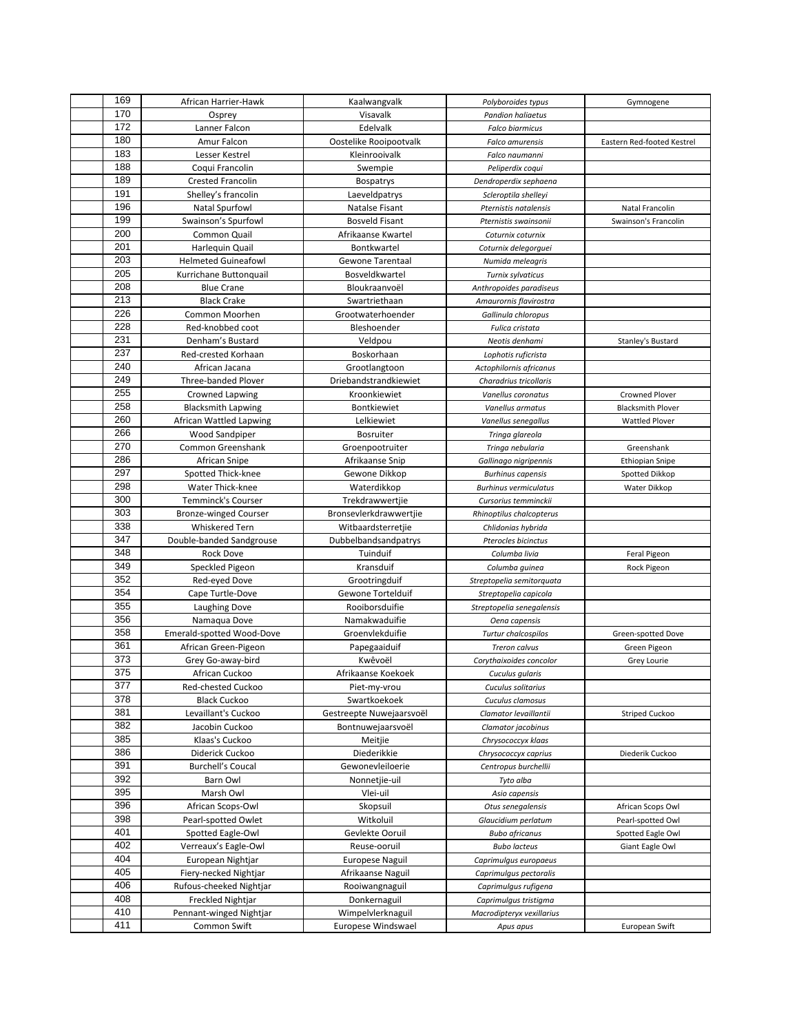| | | | | | |
|---|---|---|---|---|---|
| | 169 | African Harrier-Hawk | Kaalwangvalk | *Polyboroides typus* | Gymnogene |
| | 170 | Osprey | Visavalk | *Pandion haliaetus* | |
| | 172 | Lanner Falcon | Edelvalk | *Falco biarmicus* | |
| | 180 | Amur Falcon | Oostelike Rooipootvalk | *Falco amurensis* | Eastern Red-footed Kestrel |
| | 183 | Lesser Kestrel | Kleinrooivalk | *Falco naumanni* | |
| | 188 | Coqui Francolin | Swempie | *Peliperdix coqui* | |
| | 189 | Crested Francolin | Bospatrys | *Dendroperdix sephaena* | |
| | 191 | Shelley's francolin | Laeveldpatrys | *Scleroptila shelleyi* | |
| | 196 | Natal Spurfowl | Natalse Fisant | *Pternistis natalensis* | Natal Francolin |
| | 199 | Swainson's Spurfowl | Bosveld Fisant | *Pternistis swainsonii* | Swainson's Francolin |
| | 200 | Common Quail | Afrikaanse Kwartel | *Coturnix coturnix* | |
| | 201 | Harlequin Quail | Bontkwartel | *Coturnix delegorguei* | |
| | 203 | Helmeted Guineafowl | Gewone Tarentaal | *Numida meleagris* | |
| | 205 | Kurrichane Buttonquail | Bosveldkwartel | *Turnix sylvaticus* | |
| | 208 | Blue Crane | Bloukraanvoël | *Anthropoides paradiseus* | |
| | 213 | Black Crake | Swartriethaan | *Amaurornis flavirostra* | |
| | 226 | Common Moorhen | Grootwaterhoender | *Gallinula chloropus* | |
| | 228 | Red-knobbed coot | Bleshoender | *Fulica cristata* | |
| | 231 | Denham's Bustard | Veldpou | *Neotis denhami* | Stanley's Bustard |
| | 237 | Red-crested Korhaan | Boskorhaan | *Lophotis ruficrista* | |
| | 240 | African Jacana | Grootlangtoon | *Actophilornis africanus* | |
| | 249 | Three-banded Plover | Driebandstrandkiewiet | *Charadrius tricollaris* | |
| | 255 | Crowned Lapwing | Kroonkiewiet | *Vanellus coronatus* | Crowned Plover |
| | 258 | Blacksmith Lapwing | Bontkiewiet | *Vanellus armatus* | Blacksmith Plover |
| | 260 | African Wattled Lapwing | Lelkiewiet | *Vanellus senegallus* | Wattled Plover |
| | 266 | Wood Sandpiper | Bosruiter | *Tringa glareola* | |
| | 270 | Common Greenshank | Groenpootruiter | *Tringa nebularia* | Greenshank |
| | 286 | African Snipe | Afrikaanse Snip | *Gallinago nigripennis* | Ethiopian Snipe |
| | 297 | Spotted Thick-knee | Gewone Dikkop | *Burhinus capensis* | Spotted Dikkop |
| | 298 | Water Thick-knee | Waterdikkop | *Burhinus vermiculatus* | Water Dikkop |
| | 300 | Temminck's Courser | Trekdrawwertjie | *Cursorius temminckii* | |
| | 303 | Bronze-winged Courser | Bronsevlerkdrawwertjie | *Rhinoptilus chalcopterus* | |
| | 338 | Whiskered Tern | Witbaardsterretjie | *Chlidonias hybrida* | |
| | 347 | Double-banded Sandgrouse | Dubbelbandsandpatrys | *Pterocles bicinctus* | |
| | 348 | Rock Dove | Tuinduif | *Columba livia* | Feral Pigeon |
| | 349 | Speckled Pigeon | Kransduif | *Columba guinea* | Rock Pigeon |
| | 352 | Red-eyed Dove | Grootringduif | *Streptopelia semitorquata* | |
| | 354 | Cape Turtle-Dove | Gewone Tortelduif | *Streptopelia capicola* | |
| | 355 | Laughing Dove | Rooiborsduifie | *Streptopelia senegalensis* | |
| | 356 | Namaqua Dove | Namakwaduifie | *Oena capensis* | |
| | 358 | Emerald-spotted Wood-Dove | Groenvlekduifie | *Turtur chalcospilos* | Green-spotted Dove |
| | 361 | African Green-Pigeon | Papegaaiduif | *Treron calvus* | Green Pigeon |
| | 373 | Grey Go-away-bird | Kwêvoël | *Corythaixoides concolor* | Grey Lourie |
| | 375 | African Cuckoo | Afrikaanse Koekoek | *Cuculus gularis* | |
| | 377 | Red-chested Cuckoo | Piet-my-vrou | *Cuculus solitarius* | |
| | 378 | Black Cuckoo | Swartkoekoek | *Cuculus clamosus* | |
| | 381 | Levaillant's Cuckoo | Gestreepte Nuwejaarsvoël | *Clamator levaillantii* | Striped Cuckoo |
| | 382 | Jacobin Cuckoo | Bontnuwejaarsvoël | *Clamator jacobinus* | |
| | 385 | Klaas's Cuckoo | Meitjie | *Chrysococcyx klaas* | |
| | 386 | Diderick Cuckoo | Diederikkie | *Chrysococcyx caprius* | Diederik Cuckoo |
| | 391 | Burchell's Coucal | Gewonevleiloerie | *Centropus burchellii* | |
| | 392 | Barn Owl | Nonnetjie-uil | *Tyto alba* | |
| | 395 | Marsh Owl | Vlei-uil | *Asio capensis* | |
| | 396 | African Scops-Owl | Skopsuil | *Otus senegalensis* | African Scops Owl |
| | 398 | Pearl-spotted Owlet | Witkoluil | *Glaucidium perlatum* | Pearl-spotted Owl |
| | 401 | Spotted Eagle-Owl | Gevlekte Ooruil | *Bubo africanus* | Spotted Eagle Owl |
| | 402 | Verreaux's Eagle-Owl | Reuse-ooruil | *Bubo lacteus* | Giant Eagle Owl |
| | 404 | European Nightjar | Europese Naguil | *Caprimulgus europaeus* | |
| | 405 | Fiery-necked Nightjar | Afrikaanse Naguil | *Caprimulgus pectoralis* | |
| | 406 | Rufous-cheeked Nightjar | Rooiwangnaguil | *Caprimulgus rufigena* | |
| | 408 | Freckled Nightjar | Donkernaguil | *Caprimulgus tristigma* | |
| | 410 | Pennant-winged Nightjar | Wimpelvlerknaguil | *Macrodipteryx vexillarius* | |
| | 411 | Common Swift | Europese Windswael | *Apus apus* | European Swift |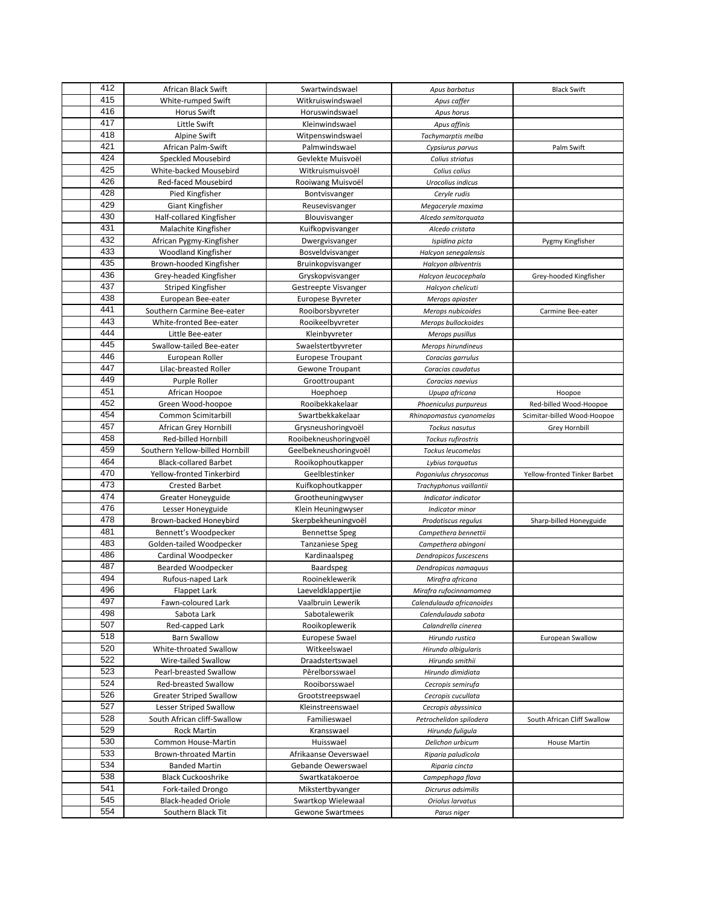| | | | | | |
|---|---|---|---|---|---|
| | 412 | African Black Swift | Swartwindswael | *Apus barbatus* | Black Swift |
| | 415 | White-rumped Swift | Witkruiswindswael | *Apus caffer* | |
| | 416 | Horus Swift | Horuswindswael | *Apus horus* | |
| | 417 | Little Swift | Kleinwindswael | *Apus affinis* | |
| | 418 | Alpine Swift | Witpenswindswael | *Tachymarptis melba* | |
| | 421 | African Palm-Swift | Palmwindswael | *Cypsiurus parvus* | Palm Swift |
| | 424 | Speckled Mousebird | Gevlekte Muisvoël | *Colius striatus* | |
| | 425 | White-backed Mousebird | Witkruismuisvoël | *Colius colius* | |
| | 426 | Red-faced Mousebird | Rooiwang Muisvoël | *Urocolius indicus* | |
| | 428 | Pied Kingfisher | Bontvisvanger | *Ceryle rudis* | |
| | 429 | Giant Kingfisher | Reusevisvanger | *Megaceryle maxima* | |
| | 430 | Half-collared Kingfisher | Blouvisvanger | *Alcedo semitorquata* | |
| | 431 | Malachite Kingfisher | Kuifkopvisvanger | *Alcedo cristata* | |
| | 432 | African Pygmy-Kingfisher | Dwergvisvanger | *Ispidina picta* | Pygmy Kingfisher |
| | 433 | Woodland Kingfisher | Bosveldvisvanger | *Halcyon senegalensis* | |
| | 435 | Brown-hooded Kingfisher | Bruinkopvisvanger | *Halcyon albiventris* | |
| | 436 | Grey-headed Kingfisher | Gryskopvisvanger | *Halcyon leucocephala* | Grey-hooded Kingfisher |
| | 437 | Striped Kingfisher | Gestreepte Visvanger | *Halcyon chelicuti* | |
| | 438 | European Bee-eater | Europese Byvreter | *Merops apiaster* | |
| | 441 | Southern Carmine Bee-eater | Rooiborsbyvreter | *Merops nubicoides* | Carmine Bee-eater |
| | 443 | White-fronted Bee-eater | Rooikeelbyvreter | *Merops bullockoides* | |
| | 444 | Little Bee-eater | Kleinbyvreter | *Merops pusillus* | |
| | 445 | Swallow-tailed Bee-eater | Swaelstertbyvreter | *Merops hirundineus* | |
| | 446 | European Roller | Europese Troupant | *Coracias garrulus* | |
| | 447 | Lilac-breasted Roller | Gewone Troupant | *Coracias caudatus* | |
| | 449 | Purple Roller | Groottroupant | *Coracias naevius* | |
| | 451 | African Hoopoe | Hoephoep | *Upupa africana* | Hoopoe |
| | 452 | Green Wood-hoopoe | Rooibekkakelaar | *Phoeniculus purpureus* | Red-billed Wood-Hoopoe |
| | 454 | Common Scimitarbill | Swartbekkakelaar | *Rhinopomastus cyanomelas* | Scimitar-billed Wood-Hoopoe |
| | 457 | African Grey Hornbill | Grysneushoringvoël | *Tockus nasutus* | Grey Hornbill |
| | 458 | Red-billed Hornbill | Rooibekneushoringvoël | *Tockus rufirostris* | |
| | 459 | Southern Yellow-billed Hornbill | Geelbekneushoringvoël | *Tockus leucomelas* | |
| | 464 | Black-collared Barbet | Rooikophoutkapper | *Lybius torquatus* | |
| | 470 | Yellow-fronted Tinkerbird | Geelblestinker | *Pogoniulus chrysoconus* | Yellow-fronted Tinker Barbet |
| | 473 | Crested Barbet | Kuifkophoutkapper | *Trachyphonus vaillantii* | |
| | 474 | Greater Honeyguide | Grootheuningwyser | *Indicator indicator* | |
| | 476 | Lesser Honeyguide | Klein Heuningwyser | *Indicator minor* | |
| | 478 | Brown-backed Honeybird | Skerpbekheuningvoël | *Prodotiscus regulus* | Sharp-billed Honeyguide |
| | 481 | Bennett's Woodpecker | Bennettse Speg | *Campethera bennettii* | |
| | 483 | Golden-tailed Woodpecker | Tanzaniese Speg | *Campethera abingoni* | |
| | 486 | Cardinal Woodpecker | Kardinaalspeg | *Dendropicos fuscescens* | |
| | 487 | Bearded Woodpecker | Baardspeg | *Dendropicos namaquus* | |
| | 494 | Rufous-naped Lark | Rooineklewerik | *Mirafra africana* | |
| | 496 | Flappet Lark | Laeveldklappertjie | *Mirafra rufocinnamomea* | |
| | 497 | Fawn-coloured Lark | Vaalbruin Lewerik | *Calendulauda africanoides* | |
| | 498 | Sabota Lark | Sabotalewerik | *Calendulauda sabota* | |
| | 507 | Red-capped Lark | Rooikoplewerik | *Calandrella cinerea* | |
| | 518 | Barn Swallow | Europese Swael | *Hirundo rustica* | European Swallow |
| | 520 | White-throated Swallow | Witkeelswael | *Hirundo albigularis* | |
| | 522 | Wire-tailed Swallow | Draadstertswael | *Hirundo smithii* | |
| | 523 | Pearl-breasted Swallow | Pêrelborsswael | *Hirundo dimidiata* | |
| | 524 | Red-breasted Swallow | Rooiborsswael | *Cecropis semirufa* | |
| | 526 | Greater Striped Swallow | Grootstreepswael | *Cecropis cucullata* | |
| | 527 | Lesser Striped Swallow | Kleinstreenswael | *Cecropis abyssinica* | |
| | 528 | South African cliff-Swallow | Familieswael | *Petrochelidon spilodera* | South African Cliff Swallow |
| | 529 | Rock Martin | Kransswael | *Hirundo fuligula* | |
| | 530 | Common House-Martin | Huisswael | *Delichon urbicum* | House Martin |
| | 533 | Brown-throated Martin | Afrikaanse Oewerswael | *Riparia paludicola* | |
| | 534 | Banded Martin | Gebande Oewerswael | *Riparia cincta* | |
| | 538 | Black Cuckooshrike | Swartkatakoeroe | *Campephaga flava* | |
| | 541 | Fork-tailed Drongo | Mikstertbyvanger | *Dicrurus adsimilis* | |
| | 545 | Black-headed Oriole | Swartkop Wielewaal | *Oriolus larvatus* | |
| | 554 | Southern Black Tit | Gewone Swartmees | *Parus niger* | |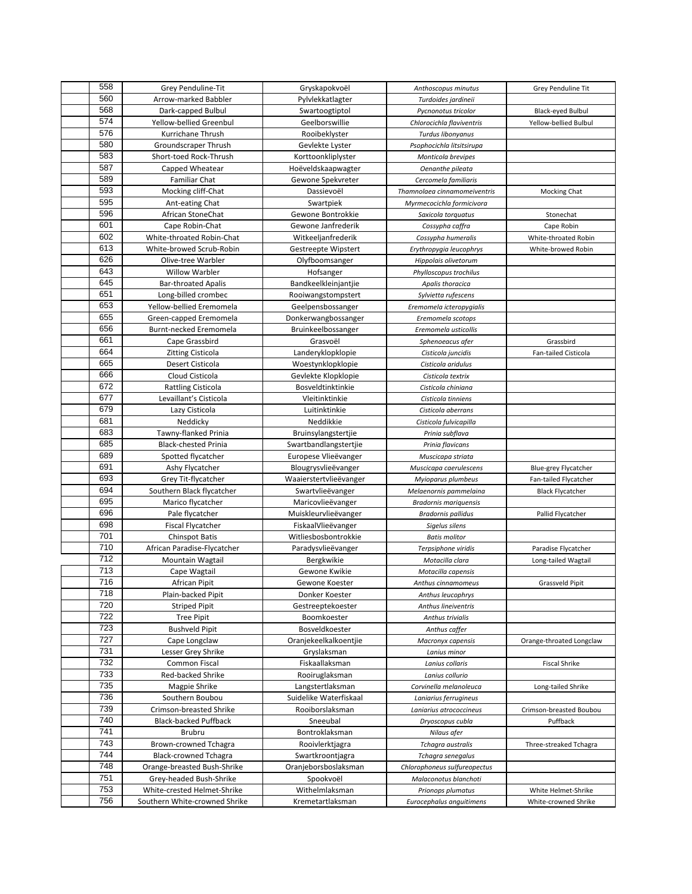| | | | | | |
|---|---|---|---|---|---|
| | 558 | Grey Penduline-Tit | Gryskapokvoël | *Anthoscopus minutus* | Grey Penduline Tit |
| | 560 | Arrow-marked Babbler | Pylvlekkatlagter | *Turdoides jardineii* | |
| | 568 | Dark-capped Bulbul | Swartoogtiptol | *Pycnonotus tricolor* | Black-eyed Bulbul |
| | 574 | Yellow-bellied Greenbul | Geelborswillie | *Chlorocichla flaviventris* | Yellow-bellied Bulbul |
| | 576 | Kurrichane Thrush | Rooibeklyster | *Turdus libonyanus* | |
| | 580 | Groundscraper Thrush | Gevlekte Lyster | *Psophocichla litsitsirupa* | |
| | 583 | Short-toed Rock-Thrush | Korttoonkliplyster | *Monticola brevipes* | |
| | 587 | Capped Wheatear | Hoëveldskaapwagter | *Oenanthe pileata* | |
| | 589 | Familiar Chat | Gewone Spekvreter | *Cercomela familiaris* | |
| | 593 | Mocking cliff-Chat | Dassievoël | *Thamnolaea cinnamomeiventris* | Mocking Chat |
| | 595 | Ant-eating Chat | Swartpiek | *Myrmecocichla formicivora* | |
| | 596 | African StoneChat | Gewone Bontrokkie | *Saxicola torquatus* | Stonechat |
| | 601 | Cape Robin-Chat | Gewone Janfrederik | *Cossypha caffra* | Cape Robin |
| | 602 | White-throated Robin-Chat | Witkeeljanfrederik | *Cossypha humeralis* | White-throated Robin |
| | 613 | White-browed Scrub-Robin | Gestreepte Wipstert | *Erythropygia leucophrys* | White-browed Robin |
| | 626 | Olive-tree Warbler | Olyfboomsanger | *Hippolais olivetorum* | |
| | 643 | Willow Warbler | Hofsanger | *Phylloscopus trochilus* | |
| | 645 | Bar-throated Apalis | Bandkeelkleinjantjie | *Apalis thoracica* | |
| | 651 | Long-billed crombec | Rooiwangstompstert | *Sylvietta rufescens* | |
| | 653 | Yellow-bellied Eremomela | Geelpensbossanger | *Eremomela icteropygialis* | |
| | 655 | Green-capped Eremomela | Donkerwangbossanger | *Eremomela scotops* | |
| | 656 | Burnt-necked Eremomela | Bruinkeelbossanger | *Eremomela usticollis* | |
| | 661 | Cape Grassbird | Grasvoël | *Sphenoeacus afer* | Grassbird |
| | 664 | Zitting Cisticola | Landeryklopklopie | *Cisticola juncidis* | Fan-tailed Cisticola |
| | 665 | Desert Cisticola | Woestynklopklopie | *Cisticola aridulus* | |
| | 666 | Cloud Cisticola | Gevlekte Klopklopie | *Cisticola textrix* | |
| | 672 | Rattling Cisticola | Bosveldtinktinkie | *Cisticola chiniana* | |
| | 677 | Levaillant's Cisticola | Vleitinktinkie | *Cisticola tinniens* | |
| | 679 | Lazy Cisticola | Luitinktinkie | *Cisticola aberrans* | |
| | 681 | Neddicky | Neddikkie | *Cisticola fulvicapilla* | |
| | 683 | Tawny-flanked Prinia | Bruinsylangstertjie | *Prinia subflava* | |
| | 685 | Black-chested Prinia | Swartbandlangstertjie | *Prinia flavicans* | |
| | 689 | Spotted flycatcher | Europese Vlieëvanger | *Muscicapa striata* | |
| | 691 | Ashy Flycatcher | Blougrysvlieëvanger | *Muscicapa caerulescens* | Blue-grey Flycatcher |
| | 693 | Grey Tit-flycatcher | Waaierstertvlieëvanger | *Myioparus plumbeus* | Fan-tailed Flycatcher |
| | 694 | Southern Black flycatcher | Swartvlieëvanger | *Melaenornis pammelaina* | Black Flycatcher |
| | 695 | Marico flycatcher | Maricovlieëvanger | *Bradornis mariquensis* | |
| | 696 | Pale flycatcher | Muiskleurvlieëvanger | *Bradornis pallidus* | Pallid Flycatcher |
| | 698 | Fiscal Flycatcher | FiskaalVlieëvanger | *Sigelus silens* | |
| | 701 | Chinspot Batis | Witliesbosbontrokkie | *Batis molitor* | |
| | 710 | African Paradise-Flycatcher | Paradysvlieëvanger | *Terpsiphone viridis* | Paradise Flycatcher |
| | 712 | Mountain Wagtail | Bergkwikie | *Motacilla clara* | Long-tailed Wagtail |
| | 713 | Cape Wagtail | Gewone Kwikie | *Motacilla capensis* | |
| | 716 | African Pipit | Gewone Koester | *Anthus cinnamomeus* | Grassveld Pipit |
| | 718 | Plain-backed Pipit | Donker Koester | *Anthus leucophrys* | |
| | 720 | Striped Pipit | Gestreeptekoester | *Anthus lineiventris* | |
| | 722 | Tree Pipit | Boomkoester | *Anthus trivialis* | |
| | 723 | Bushveld Pipit | Bosveldkoester | *Anthus caffer* | |
| | 727 | Cape Longclaw | Oranjekeelkalkoentjie | *Macronyx capensis* | Orange-throated Longclaw |
| | 731 | Lesser Grey Shrike | Gryslaksman | *Lanius minor* | |
| | 732 | Common Fiscal | Fiskaallaksman | *Lanius collaris* | Fiscal Shrike |
| | 733 | Red-backed Shrike | Rooiruglaksman | *Lanius collurio* | |
| | 735 | Magpie Shrike | Langstertlaksman | *Corvinella melanoleuca* | Long-tailed Shrike |
| | 736 | Southern Boubou | Suidelike Waterfiskaal | *Laniarius ferrugineus* | |
| | 739 | Crimson-breasted Shrike | Rooiborslaksman | *Laniarius atrococcineus* | Crimson-breasted Boubou |
| | 740 | Black-backed Puffback | Sneeubal | *Dryoscopus cubla* | Puffback |
| | 741 | Brubru | Bontroklaksman | *Nilaus afer* | |
| | 743 | Brown-crowned Tchagra | Rooivlerktjagra | *Tchagra australis* | Three-streaked Tchagra |
| | 744 | Black-crowned Tchagra | Swartkroontjagra | *Tchagra senegalus* | |
| | 748 | Orange-breasted Bush-Shrike | Oranjeborsboslaksman | *Chlorophoneus sulfureopectus* | |
| | 751 | Grey-headed Bush-Shrike | Spookvoël | *Malaconotus blanchoti* | |
| | 753 | White-crested Helmet-Shrike | Withelmlaksman | *Prionops plumatus* | White Helmet-Shrike |
| | 756 | Southern White-crowned Shrike | Kremetartlaksman | *Eurocephalus anguitimens* | White-crowned Shrike |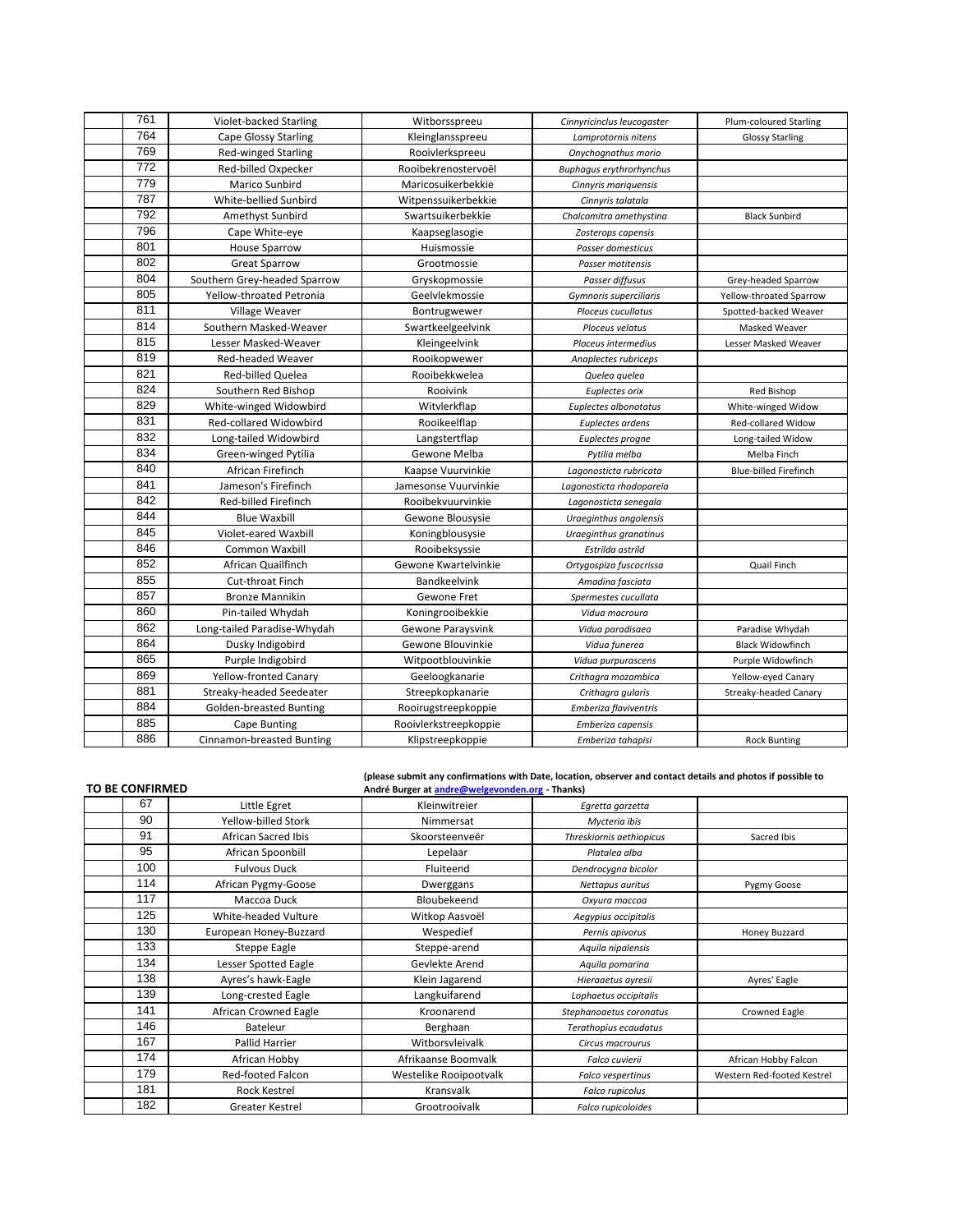| | | | | | |
|---|---|---|---|---|---|
| | 761 | Violet-backed Starling | Witborsspreeu | *Cinnyricinclus leucogaster* | Plum-coloured Starling |
| | 764 | Cape Glossy Starling | Kleinglansspreeu | *Lamprotornis nitens* | Glossy Starling |
| | 769 | Red-winged Starling | Rooivlerkspreeu | *Onychognathus morio* | |
| | 772 | Red-billed Oxpecker | Rooibekrenostervoël | *Buphagus erythrorhynchus* | |
| | 779 | Marico Sunbird | Maricosuikerbekkie | *Cinnyris mariquensis* | |
| | 787 | White-bellied Sunbird | Witpenssuikerbekkie | *Cinnyris talatala* | |
| | 792 | Amethyst Sunbird | Swartsuikerbekkie | *Chalcomitra amethystina* | Black Sunbird |
| | 796 | Cape White-eye | Kaapseglasogie | *Zosterops capensis* | |
| | 801 | House Sparrow | Huismossie | *Passer domesticus* | |
| | 802 | Great Sparrow | Grootmossie | *Passer motitensis* | |
| | 804 | Southern Grey-headed Sparrow | Gryskopmossie | *Passer diffusus* | Grey-headed Sparrow |
| | 805 | Yellow-throated Petronia | Geelvlekmossie | *Gymnoris superciliaris* | Yellow-throated Sparrow |
| | 811 | Village Weaver | Bontrugwewer | *Ploceus cucullatus* | Spotted-backed Weaver |
| | 814 | Southern Masked-Weaver | Swartkeelgeelvink | *Ploceus velatus* | Masked Weaver |
| | 815 | Lesser Masked-Weaver | Kleingeelvink | *Ploceus intermedius* | Lesser Masked Weaver |
| | 819 | Red-headed Weaver | Rooikopwewer | *Anaplectes rubriceps* | |
| | 821 | Red-billed Quelea | Rooibekkwelea | *Quelea quelea* | |
| | 824 | Southern Red Bishop | Rooivink | *Euplectes orix* | Red Bishop |
| | 829 | White-winged Widowbird | Witvlerkflap | *Euplectes albonotatus* | White-winged Widow |
| | 831 | Red-collared Widowbird | Rooikeelflap | *Euplectes ardens* | Red-collared Widow |
| | 832 | Long-tailed Widowbird | Langstertflap | *Euplectes progne* | Long-tailed Widow |
| | 834 | Green-winged Pytilia | Gewone Melba | *Pytilia melba* | Melba Finch |
| | 840 | African Firefinch | Kaapse Vuurvinkie | *Lagonosticta rubricata* | Blue-billed Firefinch |
| | 841 | Jameson's Firefinch | Jamesonse Vuurvinkie | *Lagonosticta rhodopareia* | |
| | 842 | Red-billed Firefinch | Rooibekvuurvinkie | *Lagonosticta senegala* | |
| | 844 | Blue Waxbill | Gewone Blousysie | *Uraeginthus angolensis* | |
| | 845 | Violet-eared Waxbill | Koningblousysie | *Uraeginthus granatinus* | |
| | 846 | Common Waxbill | Rooibeksysie | *Estrilda astrild* | |
| | 852 | African Quailfinch | Gewone Kwartelvinkie | *Ortygospiza fuscocrissa* | Quail Finch |
| | 855 | Cut-throat Finch | Bandkeelvink | *Amadina fasciata* | |
| | 857 | Bronze Mannikin | Gewone Fret | *Spermestes cucullata* | |
| | 860 | Pin-tailed Whydah | Koningrooibekkie | *Vidua macroura* | |
| | 862 | Long-tailed Paradise-Whydah | Gewone Paraysvink | *Vidua paradisaea* | Paradise Whydah |
| | 864 | Dusky Indigobird | Gewone Blouvinkie | *Vidua funerea* | Black Widowfinch |
| | 865 | Purple Indigobird | Witpootblouvinkie | *Vidua purpurascens* | Purple Widowfinch |
| | 869 | Yellow-fronted Canary | Geeloogkanarie | *Crithagra mozambica* | Yellow-eyed Canary |
| | 881 | Streaky-headed Seedeater | Streepkopkanarie | *Crithagra gularis* | Streaky-headed Canary |
| | 884 | Golden-breasted Bunting | Rooirugstreepkoppie | *Emberiza flaviventris* | |
| | 885 | Cape Bunting | Rooivlerkstreepkoppie | *Emberiza capensis* | |
| | 886 | Cinnamon-breasted Bunting | Klipstreepkoppie | *Emberiza tahapisi* | Rock Bunting |

**TO BE CONFIRMED**

**(please submit any confirmations with Date, location, observer and contact details and photos if possible to André Burger at andre@welgevonden.org - Thanks)**

| | | | | | |
|---|---|---|---|---|---|
| | 67 | Little Egret | Kleinwitreier | *Egretta garzetta* | |
| | 90 | Yellow-billed Stork | Nimmersat | *Mycteria ibis* | |
| | 91 | African Sacred Ibis | Skoorsteenveër | *Threskiornis aethiopicus* | Sacred Ibis |
| | 95 | African Spoonbill | Lepelaar | *Platalea alba* | |
| | 100 | Fulvous Duck | Fluiteend | *Dendrocygna bicolor* | |
| | 114 | African Pygmy-Goose | Dwerggans | *Nettapus auritus* | Pygmy Goose |
| | 117 | Maccoa Duck | Bloubekeend | *Oxyura maccoa* | |
| | 125 | White-headed Vulture | Witkop Aasvoël | *Aegypius occipitalis* | |
| | 130 | European Honey-Buzzard | Wespedief | *Pernis apivorus* | Honey Buzzard |
| | 133 | Steppe Eagle | Steppe-arend | *Aquila nipalensis* | |
| | 134 | Lesser Spotted Eagle | Gevlekte Arend | *Aquila pomarina* | |
| | 138 | Ayres's hawk-Eagle | Klein Jagarend | *Hieraaetus ayresii* | Ayres' Eagle |
| | 139 | Long-crested Eagle | Langkuifarend | *Lophaetus occipitalis* | |
| | 141 | African Crowned Eagle | Kroonarend | *Stephanoaetus coronatus* | Crowned Eagle |
| | 146 | Bateleur | Berghaan | *Terathopius ecaudatus* | |
| | 167 | Pallid Harrier | Witborsvleivalk | *Circus macrourus* | |
| | 174 | African Hobby | Afrikaanse Boomvalk | *Falco cuvierii* | African Hobby Falcon |
| | 179 | Red-footed Falcon | Westelike Rooipootvalk | *Falco vespertinus* | Western Red-footed Kestrel |
| | 181 | Rock Kestrel | Kransvalk | *Falco rupicolus* | |
| | 182 | Greater Kestrel | Grootrooivalk | *Falco rupicoloides* | |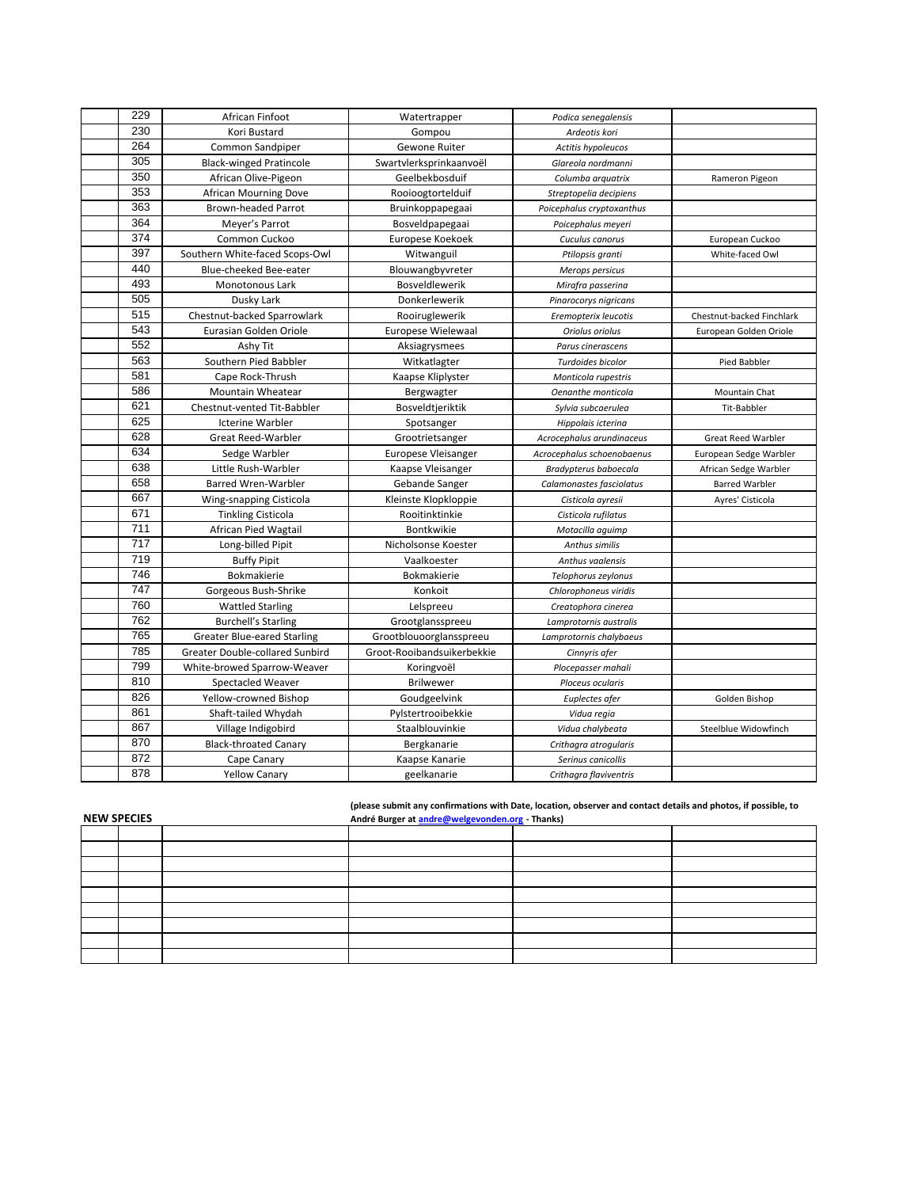| | | | | | |
|---|---|---|---|---|---|
| | 229 | African Finfoot | Watertrapper | *Podica senegalensis* | |
| | 230 | Kori Bustard | Gompou | *Ardeotis kori* | |
| | 264 | Common Sandpiper | Gewone Ruiter | *Actitis hypoleucos* | |
| | 305 | Black-winged Pratincole | Swartvlerksprinkaanvoël | *Glareola nordmanni* | |
| | 350 | African Olive-Pigeon | Geelbekbosduif | *Columba arquatrix* | Rameron Pigeon |
| | 353 | African Mourning Dove | Rooioogtortelduif | *Streptopelia decipiens* | |
| | 363 | Brown-headed Parrot | Bruinkoppapegaai | *Poicephalus cryptoxanthus* | |
| | 364 | Meyer's Parrot | Bosveldpapegaai | *Poicephalus meyeri* | |
| | 374 | Common Cuckoo | Europese Koekoek | *Cuculus canorus* | European Cuckoo |
| | 397 | Southern White-faced Scops-Owl | Witwanguil | *Ptilopsis granti* | White-faced Owl |
| | 440 | Blue-cheeked Bee-eater | Blouwangbyvreter | *Merops persicus* | |
| | 493 | Monotonous Lark | Bosveldlewerik | *Mirafra passerina* | |
| | 505 | Dusky Lark | Donkerlewerik | *Pinarocorys nigricans* | |
| | 515 | Chestnut-backed Sparrowlark | Rooiruglewerik | *Eremopterix leucotis* | Chestnut-backed Finchlark |
| | 543 | Eurasian Golden Oriole | Europese Wielewaal | *Oriolus oriolus* | European Golden Oriole |
| | 552 | Ashy Tit | Aksiagrysmees | *Parus cinerascens* | |
| | 563 | Southern Pied Babbler | Witkatlagter | *Turdoides bicolor* | Pied Babbler |
| | 581 | Cape Rock-Thrush | Kaapse Kliplyster | *Monticola rupestris* | |
| | 586 | Mountain Wheatear | Bergwagter | *Oenanthe monticola* | Mountain Chat |
| | 621 | Chestnut-vented Tit-Babbler | Bosveldtjeriktik | *Sylvia subcaerulea* | Tit-Babbler |
| | 625 | Icterine Warbler | Spotsanger | *Hippolais icterina* | |
| | 628 | Great Reed-Warbler | Grootrietsanger | *Acrocephalus arundinaceus* | Great Reed Warbler |
| | 634 | Sedge Warbler | Europese Vleisanger | *Acrocephalus schoenobaenus* | European Sedge Warbler |
| | 638 | Little Rush-Warbler | Kaapse Vleisanger | *Bradypterus baboecala* | African Sedge Warbler |
| | 658 | Barred Wren-Warbler | Gebande Sanger | *Calamonastes fasciolatus* | Barred Warbler |
| | 667 | Wing-snapping Cisticola | Kleinste Klopkloppie | *Cisticola ayresii* | Ayres' Cisticola |
| | 671 | Tinkling Cisticola | Rooitinktinkie | *Cisticola rufilatus* | |
| | 711 | African Pied Wagtail | Bontkwikie | *Motacilla aguimp* | |
| | 717 | Long-billed Pipit | Nicholsonse Koester | *Anthus similis* | |
| | 719 | Buffy Pipit | Vaalkoester | *Anthus vaalensis* | |
| | 746 | Bokmakierie | Bokmakierie | *Telophorus zeylonus* | |
| | 747 | Gorgeous Bush-Shrike | Konkoit | *Chlorophoneus viridis* | |
| | 760 | Wattled Starling | Lelspreeu | *Creatophora cinerea* | |
| | 762 | Burchell's Starling | Grootglansspreeu | *Lamprotornis australis* | |
| | 765 | Greater Blue-eared Starling | Grootblouoorglansspreeu | *Lamprotornis chalybaeus* | |
| | 785 | Greater Double-collared Sunbird | Groot-Rooibandsuikerbekkie | *Cinnyris afer* | |
| | 799 | White-browed Sparrow-Weaver | Koringvoël | *Plocepasser mahali* | |
| | 810 | Spectacled Weaver | Brilwewer | *Ploceus ocularis* | |
| | 826 | Yellow-crowned Bishop | Goudgeelvink | *Euplectes afer* | Golden Bishop |
| | 861 | Shaft-tailed Whydah | Pylstertrooibekkie | *Vidua regia* | |
| | 867 | Village Indigobird | Staalblouvinkie | *Vidua chalybeata* | Steelblue Widowfinch |
| | 870 | Black-throated Canary | Bergkanarie | *Crithagra atrogularis* | |
| | 872 | Cape Canary | Kaapse Kanarie | *Serinus canicollis* | |
| | 878 | Yellow Canary | geelkanarie | *Crithagra flaviventris* | |

**NEW SPECIES**

**(please submit any confirmations with Date, location, observer and contact details and photos, if possible, to André Burger at andre@welgevonden.org - Thanks)**

| | | | | | |
|---|---|---|---|---|---|
| | | | | | |
| | | | | | |
| | | | | | |
| | | | | | |
| | | | | | |
| | | | | | |
| | | | | | |
| | | | | | |
| | | | | | |